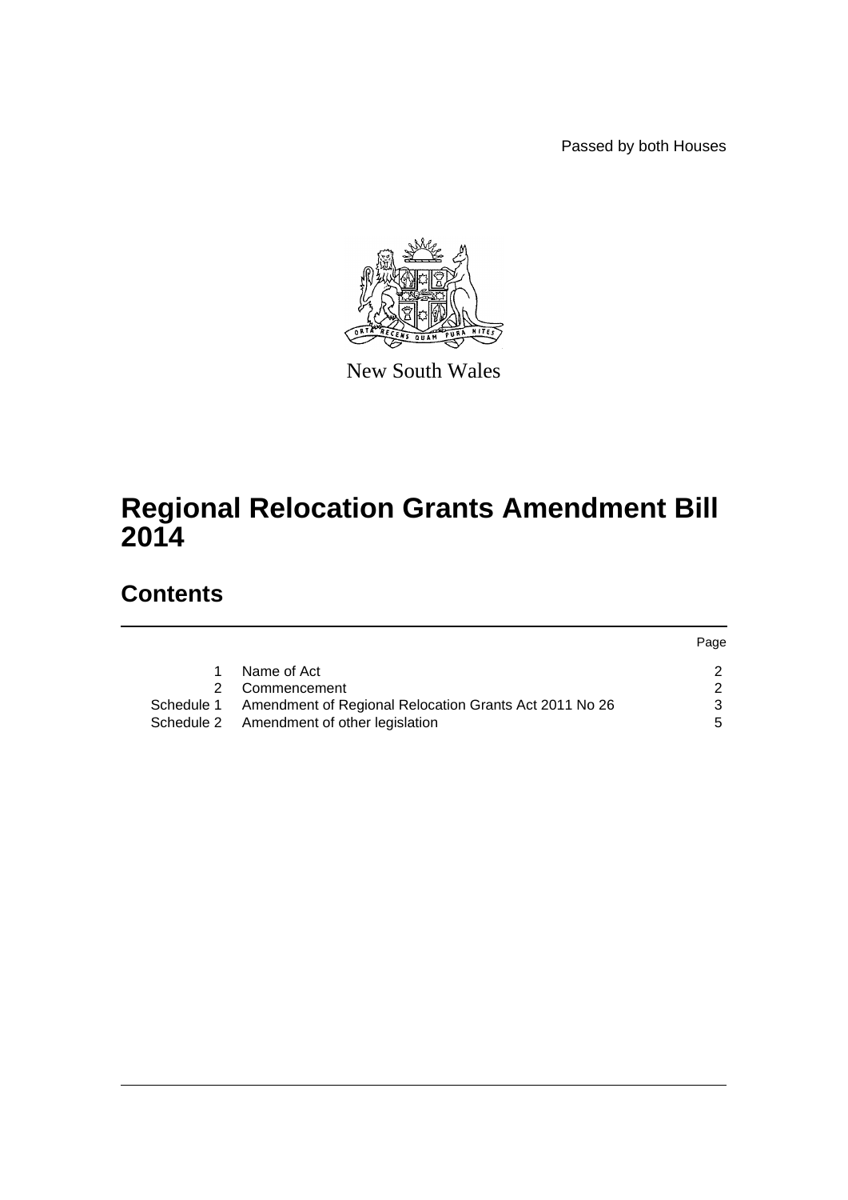Passed by both Houses

New South Wales

# Regional Relocation Grants Amendment Bill 2014

## Contents

| | | Page |
|---|---|---|
| 1 | Name of Act | 2 |
| 2 | Commencement | 2 |
| Schedule 1 | Amendment of Regional Relocation Grants Act 2011 No 26 | 3 |
| Schedule 2 | Amendment of other legislation | 5 |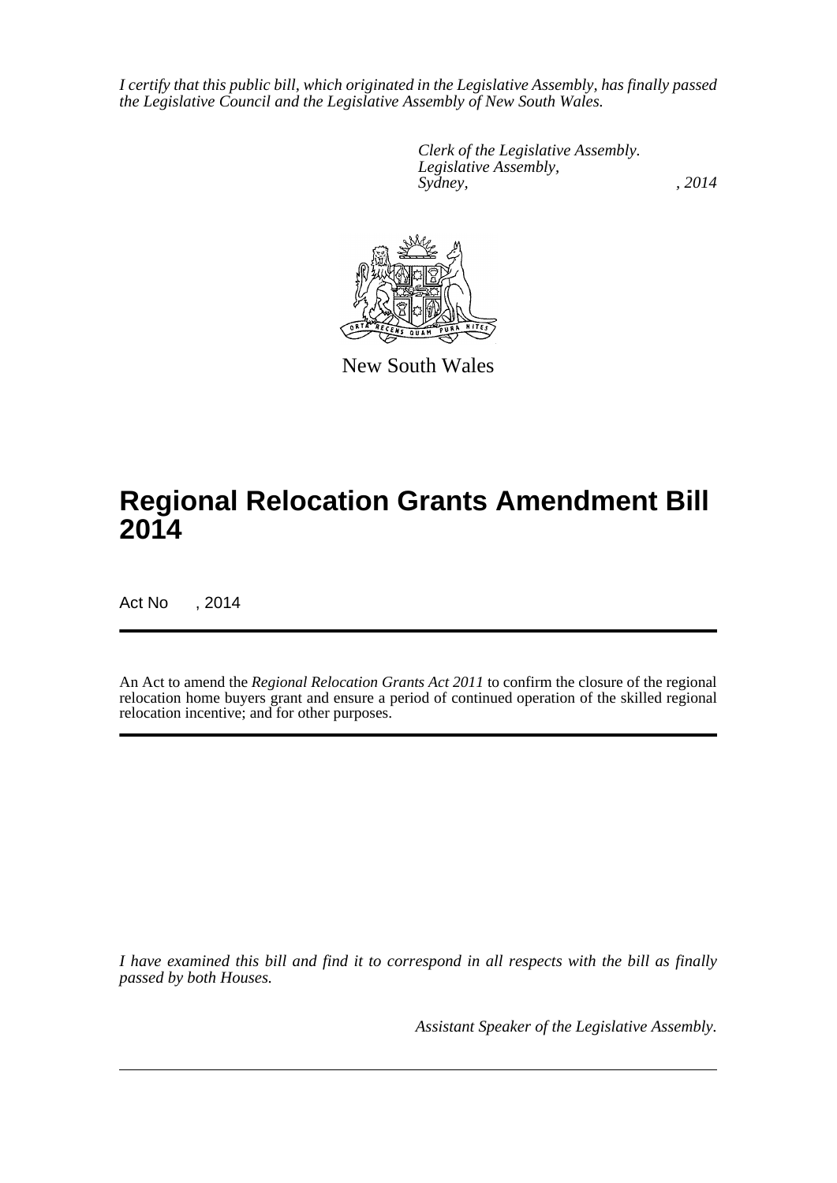*I certify that this public bill, which originated in the Legislative Assembly, has finally passed the Legislative Council and the Legislative Assembly of New South Wales.*

*Clerk of the Legislative Assembly.*
*Legislative Assembly,*
*Sydney, , 2014*

New South Wales

# Regional Relocation Grants Amendment Bill 2014

Act No , 2014

An Act to amend the *Regional Relocation Grants Act 2011* to confirm the closure of the regional relocation home buyers grant and ensure a period of continued operation of the skilled regional relocation incentive; and for other purposes.

*I have examined this bill and find it to correspond in all respects with the bill as finally passed by both Houses.*

*Assistant Speaker of the Legislative Assembly.*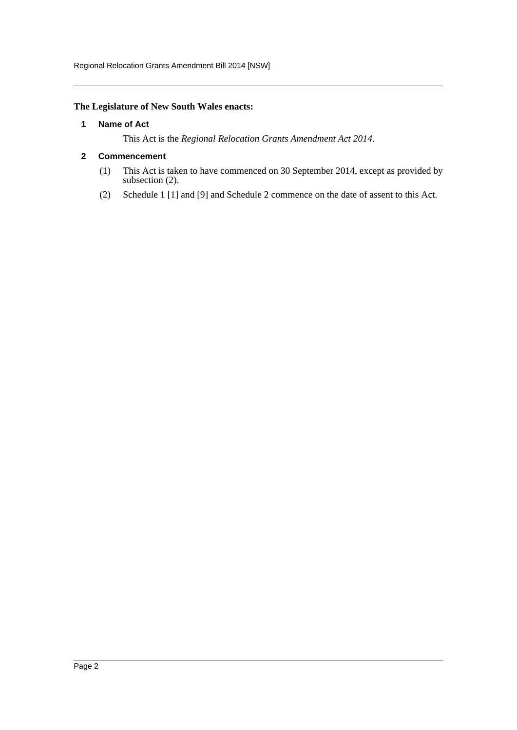**The Legislature of New South Wales enacts:**

### 1 Name of Act

This Act is the *Regional Relocation Grants Amendment Act 2014*.

### 2 Commencement

(1) This Act is taken to have commenced on 30 September 2014, except as provided by subsection (2).

(2) Schedule 1 [1] and [9] and Schedule 2 commence on the date of assent to this Act.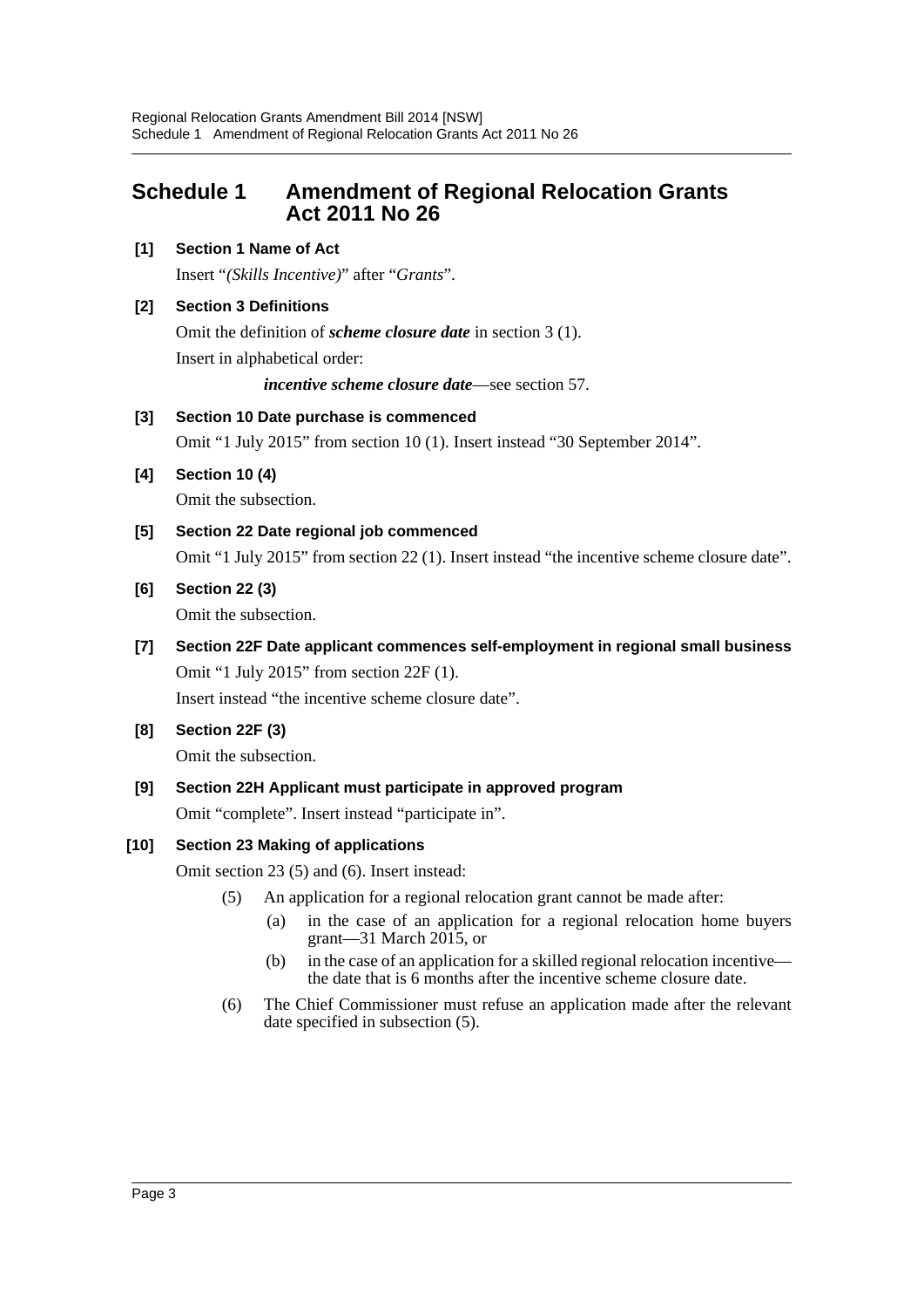# Schedule 1 Amendment of Regional Relocation Grants Act 2011 No 26

**[1] Section 1 Name of Act**

Insert "*(Skills Incentive)*" after "*Grants*".

**[2] Section 3 Definitions**

Omit the definition of ***scheme closure date*** in section 3 (1).

Insert in alphabetical order:

> ***incentive scheme closure date***—see section 57.

**[3] Section 10 Date purchase is commenced**

Omit "1 July 2015" from section 10 (1). Insert instead "30 September 2014".

**[4] Section 10 (4)**

Omit the subsection.

**[5] Section 22 Date regional job commenced**

Omit "1 July 2015" from section 22 (1). Insert instead "the incentive scheme closure date".

**[6] Section 22 (3)**

Omit the subsection.

**[7] Section 22F Date applicant commences self-employment in regional small business**

Omit "1 July 2015" from section 22F (1).

Insert instead "the incentive scheme closure date".

**[8] Section 22F (3)**

Omit the subsection.

**[9] Section 22H Applicant must participate in approved program**

Omit "complete". Insert instead "participate in".

**[10] Section 23 Making of applications**

Omit section 23 (5) and (6). Insert instead:

> (5) An application for a regional relocation grant cannot be made after:
>
> (a) in the case of an application for a regional relocation home buyers grant—31 March 2015, or
>
> (b) in the case of an application for a skilled regional relocation incentive—the date that is 6 months after the incentive scheme closure date.
>
> (6) The Chief Commissioner must refuse an application made after the relevant date specified in subsection (5).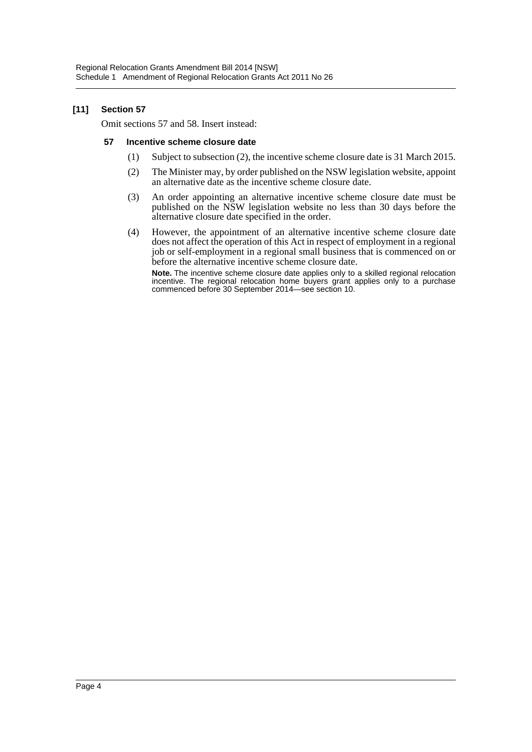### [11] Section 57

Omit sections 57 and 58. Insert instead:

#### 57 Incentive scheme closure date

(1) Subject to subsection (2), the incentive scheme closure date is 31 March 2015.

(2) The Minister may, by order published on the NSW legislation website, appoint an alternative date as the incentive scheme closure date.

(3) An order appointing an alternative incentive scheme closure date must be published on the NSW legislation website no less than 30 days before the alternative closure date specified in the order.

(4) However, the appointment of an alternative incentive scheme closure date does not affect the operation of this Act in respect of employment in a regional job or self-employment in a regional small business that is commenced on or before the alternative incentive scheme closure date.

**Note.** The incentive scheme closure date applies only to a skilled regional relocation incentive. The regional relocation home buyers grant applies only to a purchase commenced before 30 September 2014—see section 10.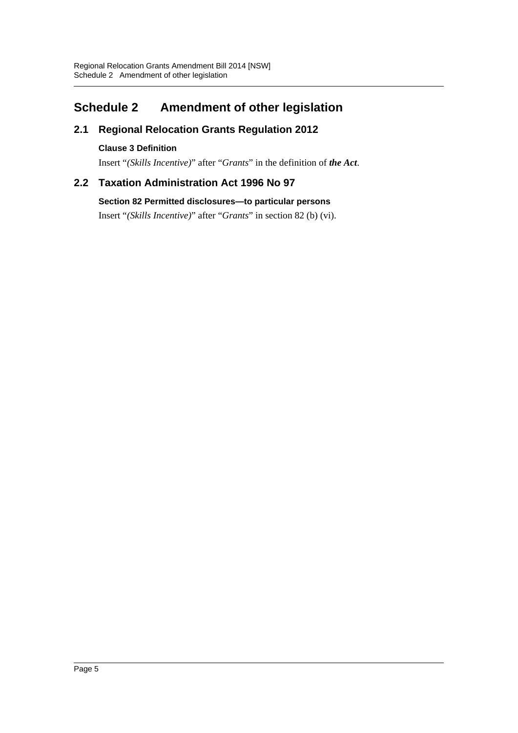# Schedule 2 Amendment of other legislation

## 2.1 Regional Relocation Grants Regulation 2012

### Clause 3 Definition

Insert "*(Skills Incentive)*" after "*Grants*" in the definition of ***the Act***.

## 2.2 Taxation Administration Act 1996 No 97

### Section 82 Permitted disclosures—to particular persons

Insert "*(Skills Incentive)*" after "*Grants*" in section 82 (b) (vi).